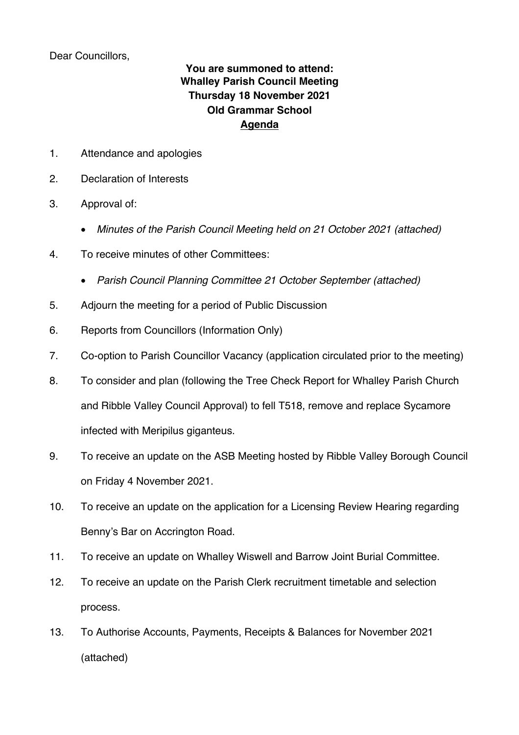Dear Councillors,

**You are summoned to attend:**
**Whalley Parish Council Meeting**
**Thursday 18 November 2021**
**Old Grammar School**
**<u>Agenda</u>**

1. Attendance and apologies
2. Declaration of Interests
3. Approval of:
   - *Minutes of the Parish Council Meeting held on 21 October 2021 (attached)*
4. To receive minutes of other Committees:
   - *Parish Council Planning Committee 21 October September (attached)*
5. Adjourn the meeting for a period of Public Discussion
6. Reports from Councillors (Information Only)
7. Co-option to Parish Councillor Vacancy (application circulated prior to the meeting)
8. To consider and plan (following the Tree Check Report for Whalley Parish Church and Ribble Valley Council Approval) to fell T518, remove and replace Sycamore infected with Meripilus giganteus.
9. To receive an update on the ASB Meeting hosted by Ribble Valley Borough Council on Friday 4 November 2021.
10. To receive an update on the application for a Licensing Review Hearing regarding Benny's Bar on Accrington Road.
11. To receive an update on Whalley Wiswell and Barrow Joint Burial Committee.
12. To receive an update on the Parish Clerk recruitment timetable and selection process.
13. To Authorise Accounts, Payments, Receipts & Balances for November 2021 (attached)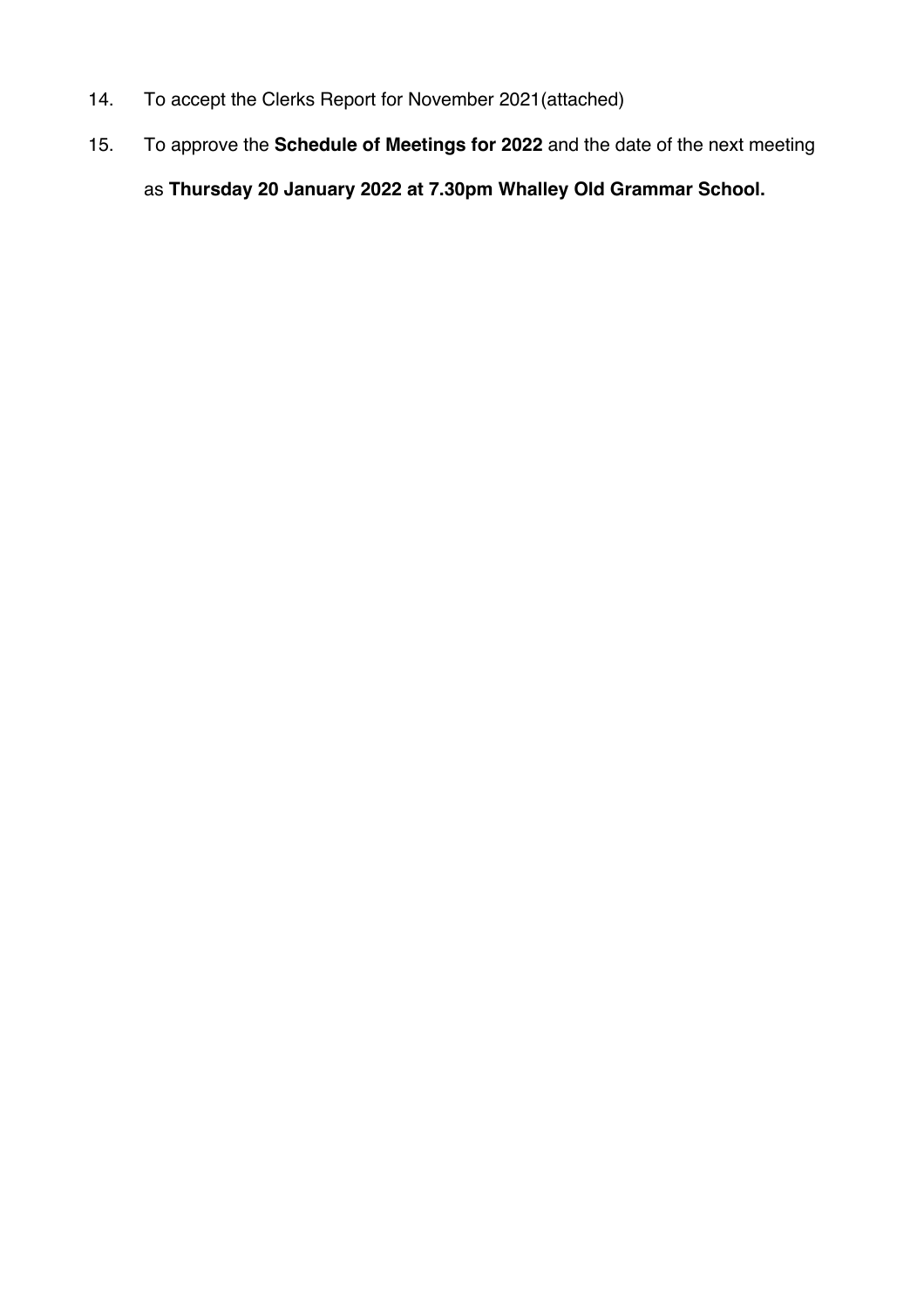14. To accept the Clerks Report for November 2021(attached)

15. To approve the **Schedule of Meetings for 2022** and the date of the next meeting as **Thursday 20 January 2022 at 7.30pm Whalley Old Grammar School.**